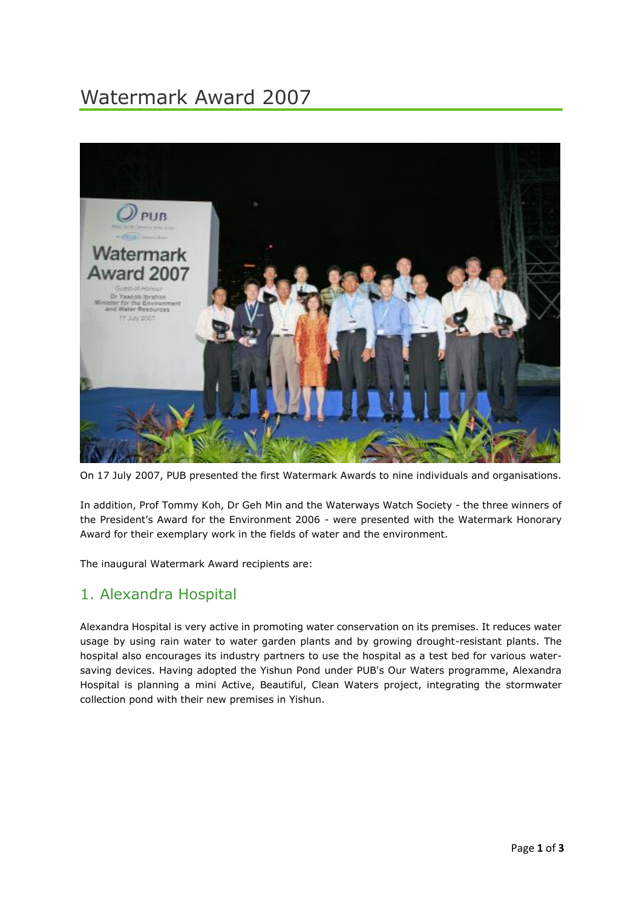# Watermark Award 2007

On 17 July 2007, PUB presented the first Watermark Awards to nine individuals and organisations.

In addition, Prof Tommy Koh, Dr Geh Min and the Waterways Watch Society - the three winners of the President's Award for the Environment 2006 - were presented with the Watermark Honorary Award for their exemplary work in the fields of water and the environment.

The inaugural Watermark Award recipients are:

## 1. Alexandra Hospital

Alexandra Hospital is very active in promoting water conservation on its premises. It reduces water usage by using rain water to water garden plants and by growing drought-resistant plants. The hospital also encourages its industry partners to use the hospital as a test bed for various water-saving devices. Having adopted the Yishun Pond under PUB's Our Waters programme, Alexandra Hospital is planning a mini Active, Beautiful, Clean Waters project, integrating the stormwater collection pond with their new premises in Yishun.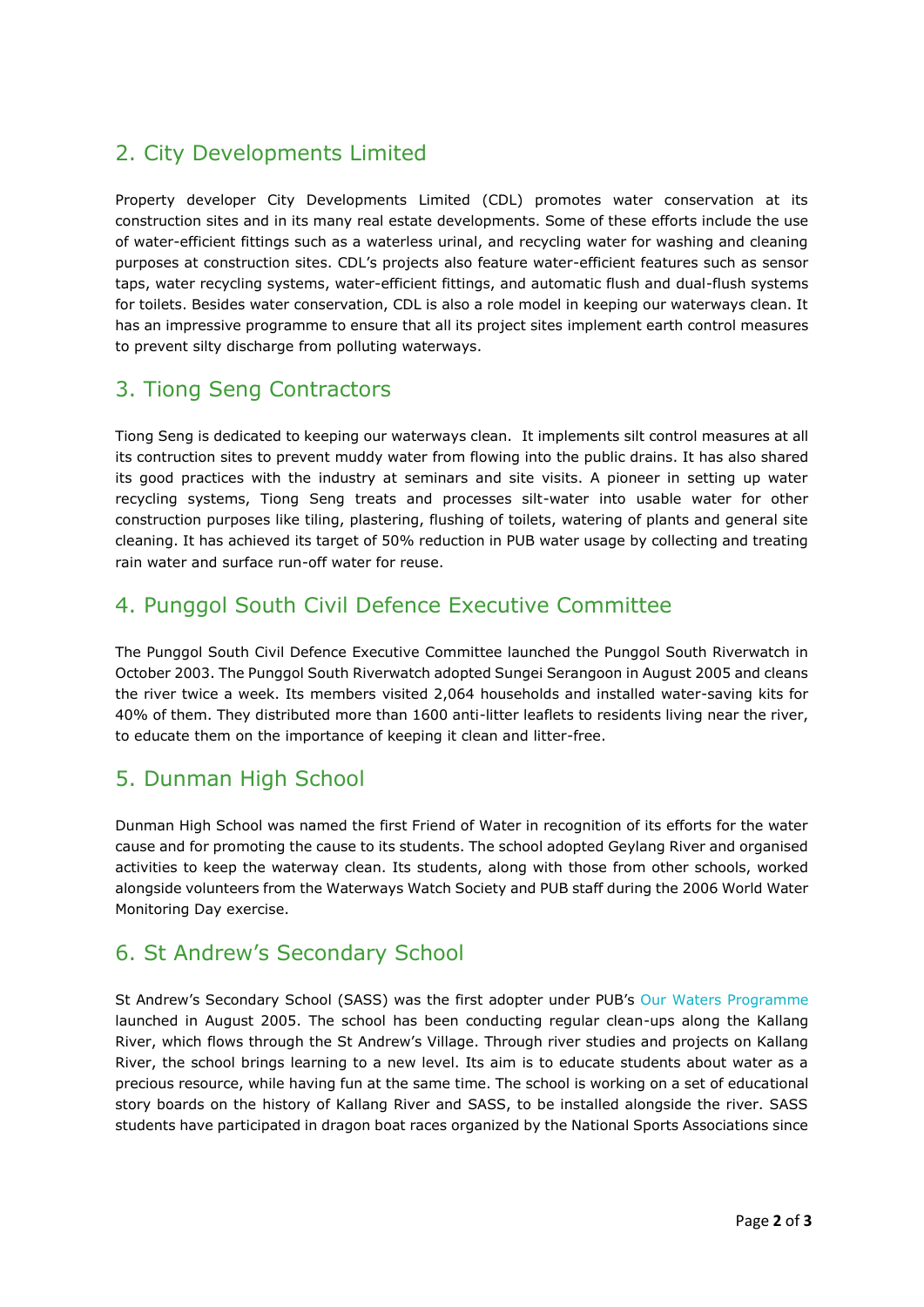## 2. City Developments Limited

Property developer City Developments Limited (CDL) promotes water conservation at its construction sites and in its many real estate developments. Some of these efforts include the use of water-efficient fittings such as a waterless urinal, and recycling water for washing and cleaning purposes at construction sites. CDL's projects also feature water-efficient features such as sensor taps, water recycling systems, water-efficient fittings, and automatic flush and dual-flush systems for toilets. Besides water conservation, CDL is also a role model in keeping our waterways clean. It has an impressive programme to ensure that all its project sites implement earth control measures to prevent silty discharge from polluting waterways.

## 3. Tiong Seng Contractors

Tiong Seng is dedicated to keeping our waterways clean. It implements silt control measures at all its contruction sites to prevent muddy water from flowing into the public drains. It has also shared its good practices with the industry at seminars and site visits. A pioneer in setting up water recycling systems, Tiong Seng treats and processes silt-water into usable water for other construction purposes like tiling, plastering, flushing of toilets, watering of plants and general site cleaning. It has achieved its target of 50% reduction in PUB water usage by collecting and treating rain water and surface run-off water for reuse.

## 4. Punggol South Civil Defence Executive Committee

The Punggol South Civil Defence Executive Committee launched the Punggol South Riverwatch in October 2003. The Punggol South Riverwatch adopted Sungei Serangoon in August 2005 and cleans the river twice a week. Its members visited 2,064 households and installed water-saving kits for 40% of them. They distributed more than 1600 anti-litter leaflets to residents living near the river, to educate them on the importance of keeping it clean and litter-free.

## 5. Dunman High School

Dunman High School was named the first Friend of Water in recognition of its efforts for the water cause and for promoting the cause to its students. The school adopted Geylang River and organised activities to keep the waterway clean. Its students, along with those from other schools, worked alongside volunteers from the Waterways Watch Society and PUB staff during the 2006 World Water Monitoring Day exercise.

## 6. St Andrew's Secondary School

St Andrew's Secondary School (SASS) was the first adopter under PUB's Our Waters Programme launched in August 2005. The school has been conducting regular clean-ups along the Kallang River, which flows through the St Andrew's Village. Through river studies and projects on Kallang River, the school brings learning to a new level. Its aim is to educate students about water as a precious resource, while having fun at the same time. The school is working on a set of educational story boards on the history of Kallang River and SASS, to be installed alongside the river. SASS students have participated in dragon boat races organized by the National Sports Associations since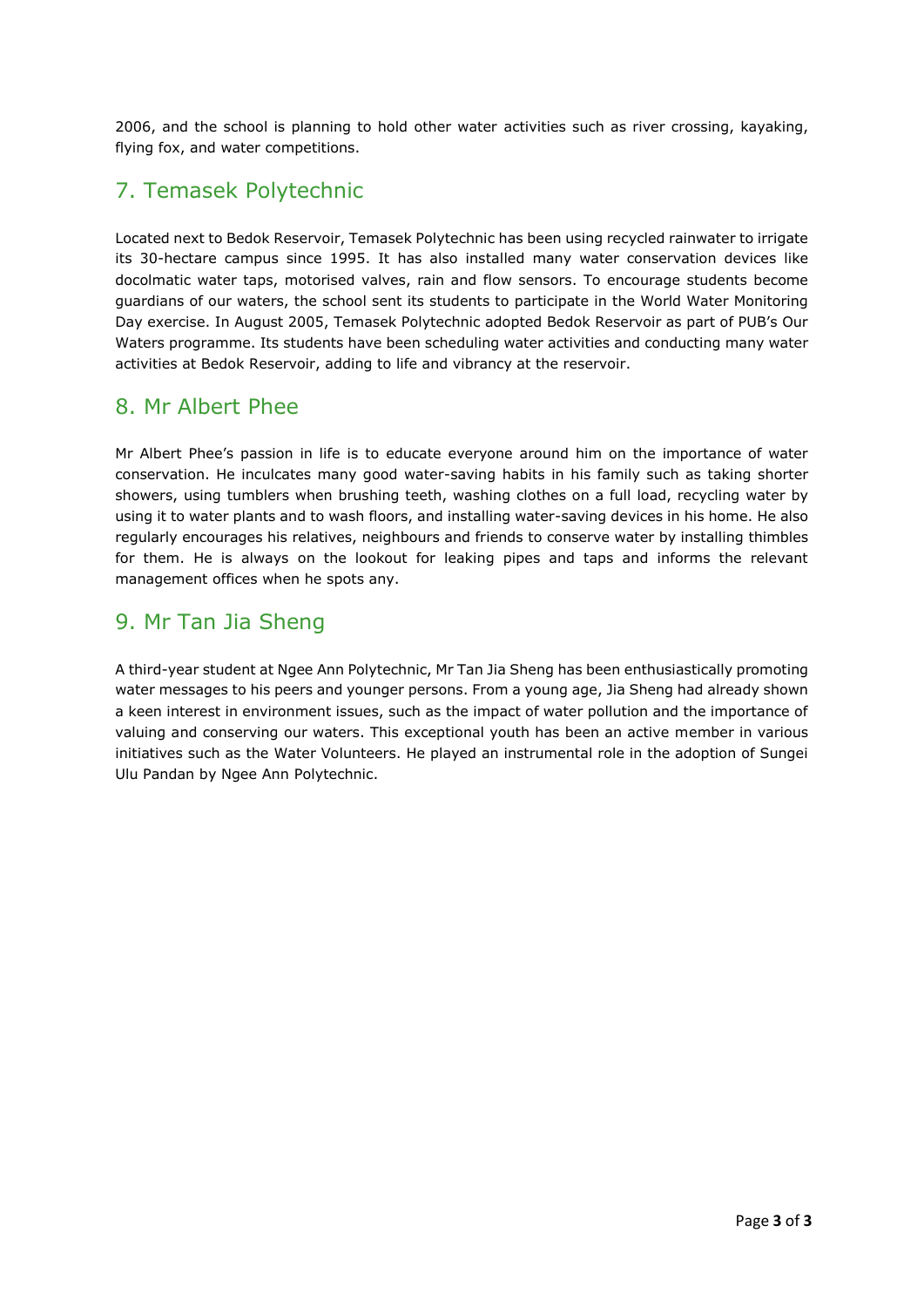2006, and the school is planning to hold other water activities such as river crossing, kayaking, flying fox, and water competitions.

## 7. Temasek Polytechnic

Located next to Bedok Reservoir, Temasek Polytechnic has been using recycled rainwater to irrigate its 30-hectare campus since 1995. It has also installed many water conservation devices like docolmatic water taps, motorised valves, rain and flow sensors. To encourage students become guardians of our waters, the school sent its students to participate in the World Water Monitoring Day exercise. In August 2005, Temasek Polytechnic adopted Bedok Reservoir as part of PUB's Our Waters programme. Its students have been scheduling water activities and conducting many water activities at Bedok Reservoir, adding to life and vibrancy at the reservoir.

## 8. Mr Albert Phee

Mr Albert Phee's passion in life is to educate everyone around him on the importance of water conservation. He inculcates many good water-saving habits in his family such as taking shorter showers, using tumblers when brushing teeth, washing clothes on a full load, recycling water by using it to water plants and to wash floors, and installing water-saving devices in his home. He also regularly encourages his relatives, neighbours and friends to conserve water by installing thimbles for them. He is always on the lookout for leaking pipes and taps and informs the relevant management offices when he spots any.

## 9. Mr Tan Jia Sheng

A third-year student at Ngee Ann Polytechnic, Mr Tan Jia Sheng has been enthusiastically promoting water messages to his peers and younger persons. From a young age, Jia Sheng had already shown a keen interest in environment issues, such as the impact of water pollution and the importance of valuing and conserving our waters. This exceptional youth has been an active member in various initiatives such as the Water Volunteers. He played an instrumental role in the adoption of Sungei Ulu Pandan by Ngee Ann Polytechnic.